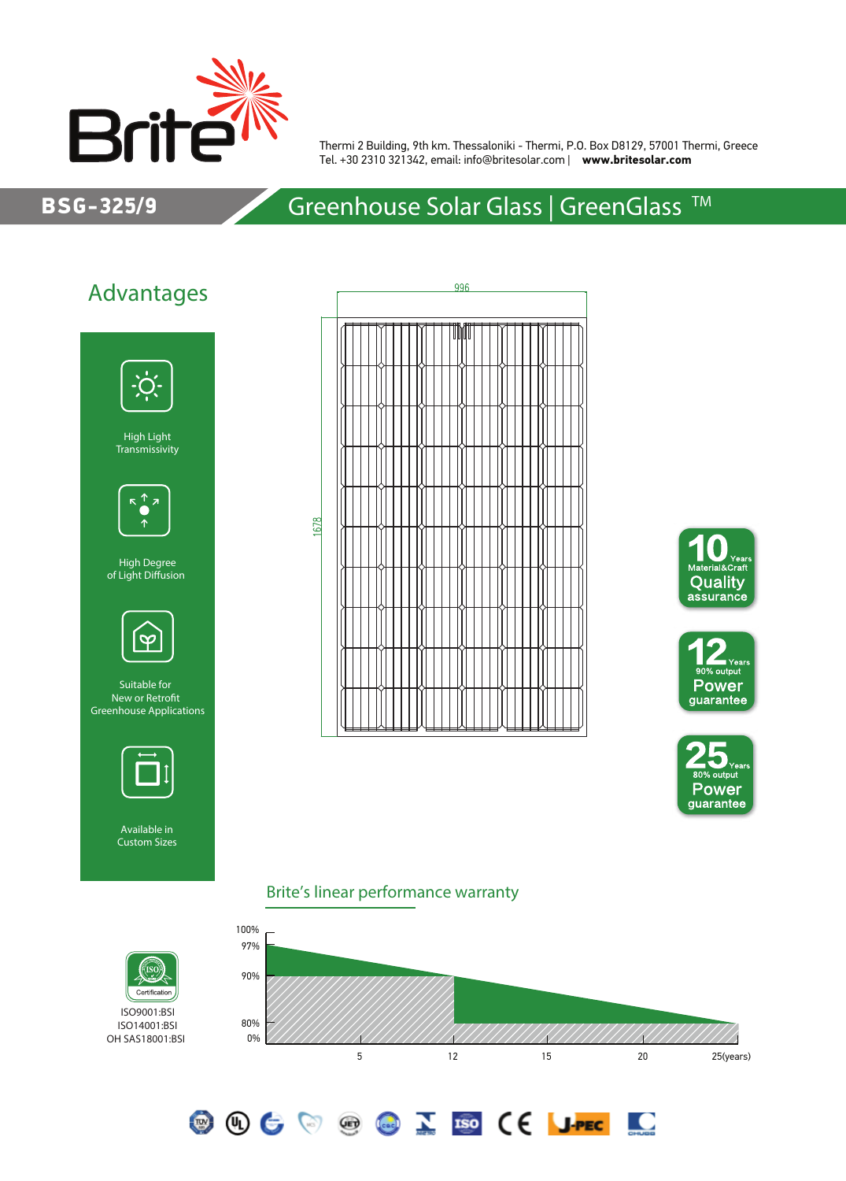Brite

Thermi 2 Building, 9th km. Thessaloniki - Thermi, P.O. Box D8129, 57001 Thermi, Greece
Tel. +30 2310 321342, email: info@britesolar.com | **www.britesolar.com**

# BSG-325/9 — Greenhouse Solar Glass | GreenGlass ™

## Advantages

- High Light Transmissivity
- High Degree of Light Diffusion
- Suitable for New or Retrofit Greenhouse Applications
- Available in Custom Sizes

996

1678

**10** Years Material&Craft **Quality assurance**

**12** Years 90% output **Power guarantee**

**25** Years 80% output **Power guarantee**

## Brite's linear performance warranty

100%
97%
90%
80%
0%

5 12 15 20 25(years)

Certification

ISO9001:BSI
ISO14001:BSI
OH SAS18001:BSI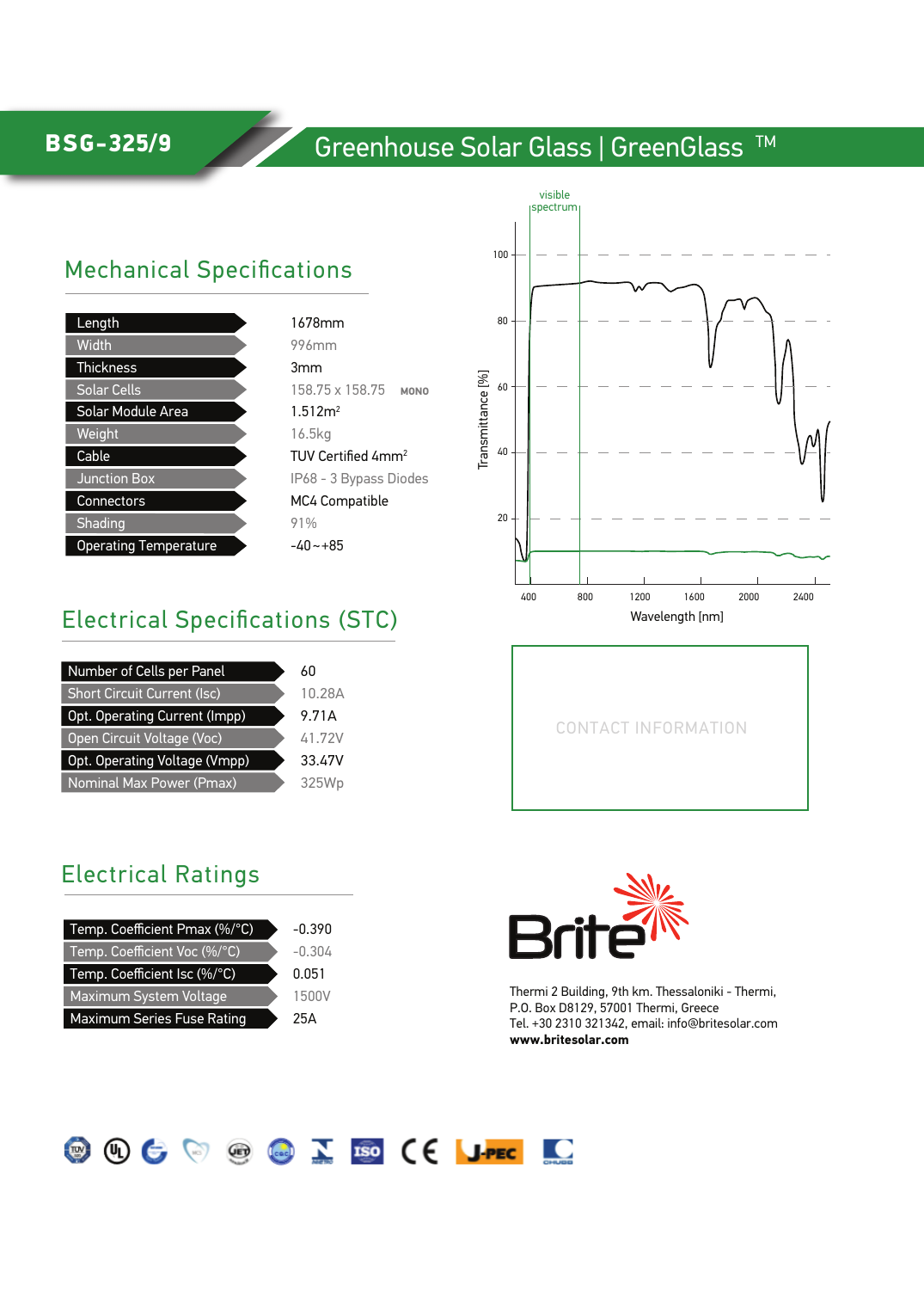# BSG-325/9

## Greenhouse Solar Glass | GreenGlass ™

## Mechanical Specifications

| | |
|---|---|
| Length | 1678mm |
| Width | 996mm |
| Thickness | 3mm |
| Solar Cells | 158.75 x 158.75 MONO |
| Solar Module Area | 1.512m² |
| Weight | 16.5kg |
| Cable | TUV Certified 4mm² |
| Junction Box | IP68 - 3 Bypass Diodes |
| Connectors | MC4 Compatible |
| Shading | 91% |
| Operating Temperature | -40~+85 |

## Electrical Specifications (STC)

| | |
|---|---|
| Number of Cells per Panel | 60 |
| Short Circuit Current (Isc) | 10.28A |
| Opt. Operating Current (Impp) | 9.71A |
| Open Circuit Voltage (Voc) | 41.72V |
| Opt. Operating Voltage (Vmpp) | 33.47V |
| Nominal Max Power (Pmax) | 325Wp |

## Electrical Ratings

| | |
|---|---|
| Temp. Coefficient Pmax (%/°C) | -0.390 |
| Temp. Coefficient Voc (%/°C) | -0.304 |
| Temp. Coefficient Isc (%/°C) | 0.051 |
| Maximum System Voltage | 1500V |
| Maximum Series Fuse Rating | 25A |

visible spectrum

Transmittance [%]

100
80
60
40
20

400 800 1200 1600 2000 2400

Wavelength [nm]

CONTACT INFORMATION

Brite

Thermi 2 Building, 9th km. Thessaloniki - Thermi,
P.O. Box D8129, 57001 Thermi, Greece
Tel. +30 2310 321342, email: info@britesolar.com
**www.britesolar.com**